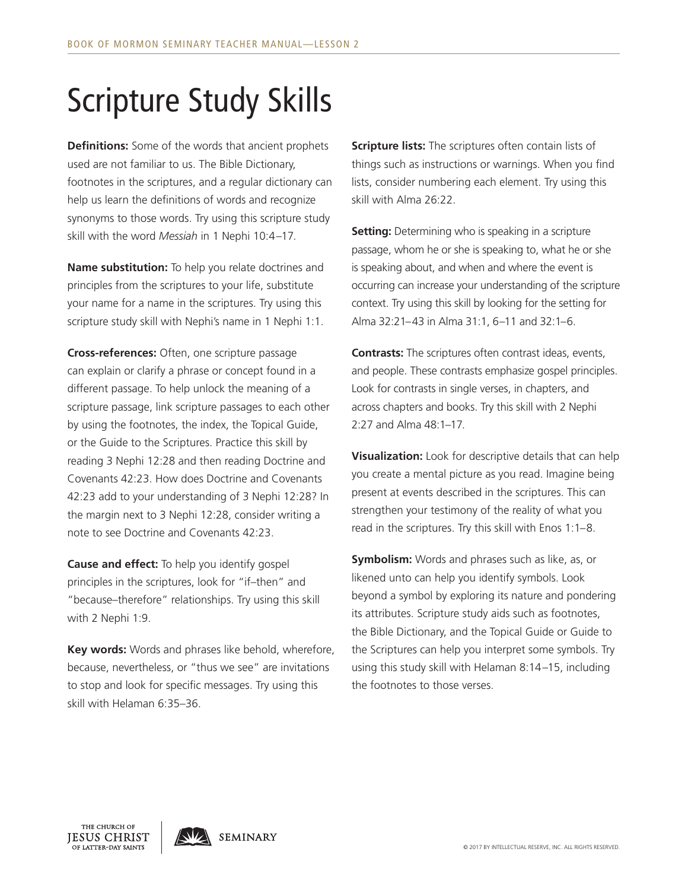# Scripture Study Skills

**Definitions:** Some of the words that ancient prophets used are not familiar to us. The Bible Dictionary, footnotes in the scriptures, and a regular dictionary can help us learn the definitions of words and recognize synonyms to those words. Try using this scripture study skill with the word *Messiah* in 1 Nephi 10:4–17.

**Name substitution:** To help you relate doctrines and principles from the scriptures to your life, substitute your name for a name in the scriptures. Try using this scripture study skill with Nephi's name in 1 Nephi 1:1.

**Cross-references:** Often, one scripture passage can explain or clarify a phrase or concept found in a different passage. To help unlock the meaning of a scripture passage, link scripture passages to each other by using the footnotes, the index, the Topical Guide, or the Guide to the Scriptures. Practice this skill by reading 3 Nephi 12:28 and then reading Doctrine and Covenants 42:23. How does Doctrine and Covenants 42:23 add to your understanding of 3 Nephi 12:28? In the margin next to 3 Nephi 12:28, consider writing a note to see Doctrine and Covenants 42:23.

**Cause and effect:** To help you identify gospel principles in the scriptures, look for "if–then" and "because–therefore" relationships. Try using this skill with 2 Nephi 1:9.

**Key words:** Words and phrases like behold, wherefore, because, nevertheless, or "thus we see" are invitations to stop and look for specific messages. Try using this skill with Helaman 6:35–36.

**Scripture lists:** The scriptures often contain lists of things such as instructions or warnings. When you find lists, consider numbering each element. Try using this skill with Alma 26:22.

**Setting:** Determining who is speaking in a scripture passage, whom he or she is speaking to, what he or she is speaking about, and when and where the event is occurring can increase your understanding of the scripture context. Try using this skill by looking for the setting for Alma 32:21–43 in Alma 31:1, 6–11 and 32:1–6.

**Contrasts:** The scriptures often contrast ideas, events, and people. These contrasts emphasize gospel principles. Look for contrasts in single verses, in chapters, and across chapters and books. Try this skill with 2 Nephi 2:27 and Alma 48:1–17.

**Visualization:** Look for descriptive details that can help you create a mental picture as you read. Imagine being present at events described in the scriptures. This can strengthen your testimony of the reality of what you read in the scriptures. Try this skill with Enos 1:1–8.

**Symbolism:** Words and phrases such as like, as, or likened unto can help you identify symbols. Look beyond a symbol by exploring its nature and pondering its attributes. Scripture study aids such as footnotes, the Bible Dictionary, and the Topical Guide or Guide to the Scriptures can help you interpret some symbols. Try using this study skill with Helaman 8:14–15, including the footnotes to those verses.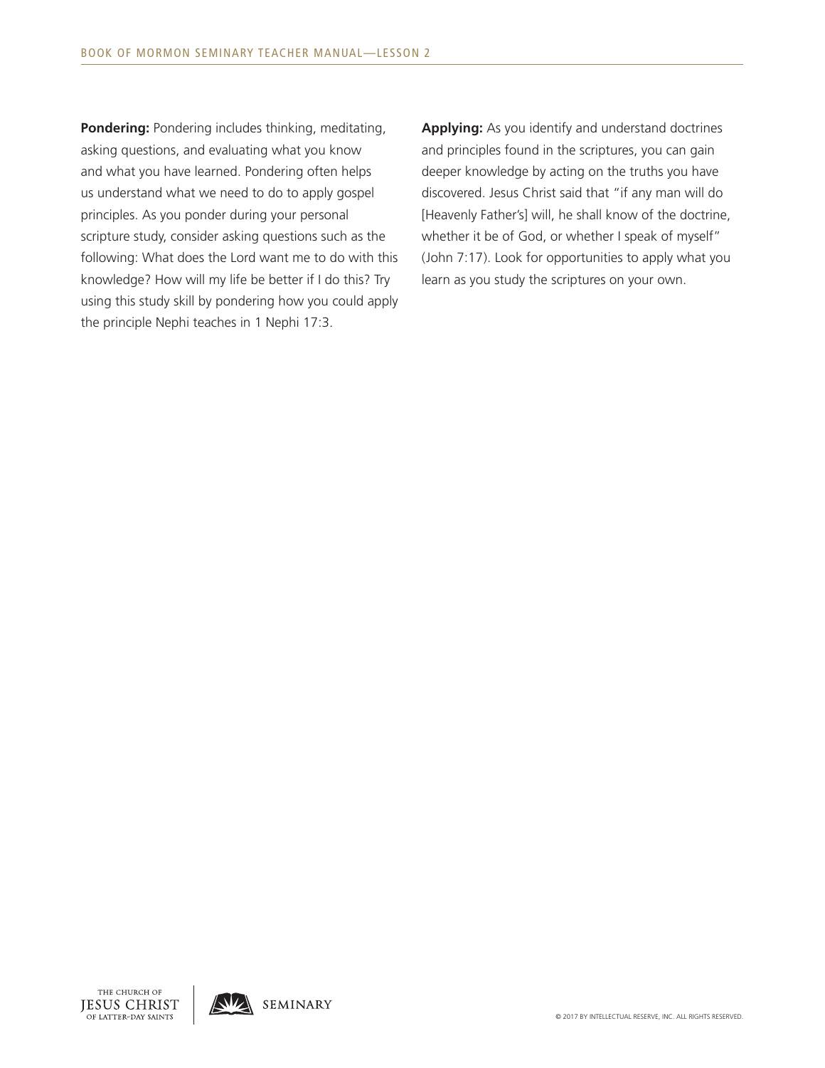**Pondering:** Pondering includes thinking, meditating, asking questions, and evaluating what you know and what you have learned. Pondering often helps us understand what we need to do to apply gospel principles. As you ponder during your personal scripture study, consider asking questions such as the following: What does the Lord want me to do with this knowledge? How will my life be better if I do this? Try using this study skill by pondering how you could apply the principle Nephi teaches in 1 Nephi 17:3.

**Applying:** As you identify and understand doctrines and principles found in the scriptures, you can gain deeper knowledge by acting on the truths you have discovered. Jesus Christ said that "if any man will do [Heavenly Father's] will, he shall know of the doctrine, whether it be of God, or whether I speak of myself" (John 7:17). Look for opportunities to apply what you learn as you study the scriptures on your own.